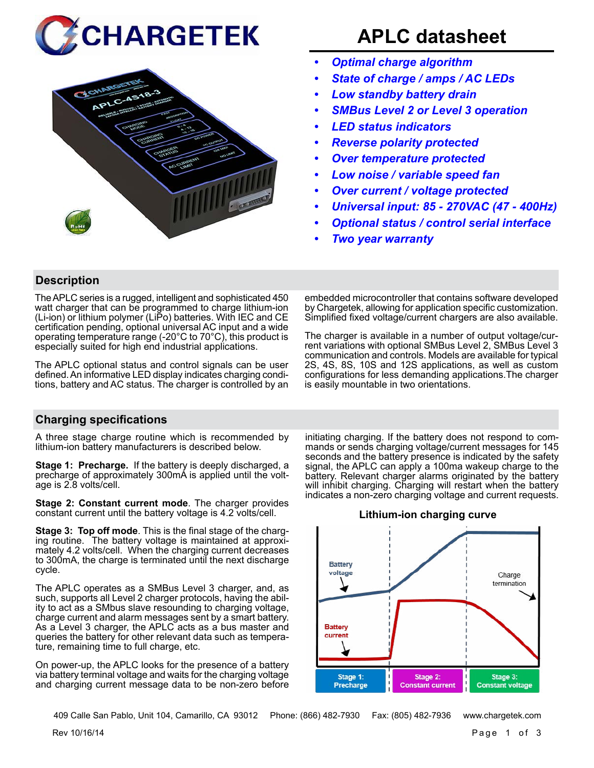# CHARGETEK

# APLC datasheet

- *Optimal charge algorithm*
- *State of charge / amps / AC LEDs*
- *Low standby battery drain*
- *SMBus Level 2 or Level 3 operation*
- *LED status indicators*
- *Reverse polarity protected*
- *Over temperature protected*
- *Low noise / variable speed fan*
- *Over current / voltage protected*
- *Universal input: 85 - 270VAC (47 - 400Hz)*
- *Optional status / control serial interface*
- *Two year warranty*

## Description

The APLC series is a rugged, intelligent and sophisticated 450 watt charger that can be programmed to charge lithium-ion (Li-ion) or lithium polymer (LiPo) batteries. With IEC and CE certification pending, optional universal AC input and a wide operating temperature range (-20°C to 70°C), this product is especially suited for high end industrial applications.

The APLC optional status and control signals can be user defined. An informative LED display indicates charging conditions, battery and AC status. The charger is controlled by an embedded microcontroller that contains software developed by Chargetek, allowing for application specific customization. Simplified fixed voltage/current chargers are also available.

The charger is available in a number of output voltage/current variations with optional SMBus Level 2, SMBus Level 3 communication and controls. Models are available for typical 2S, 4S, 8S, 10S and 12S applications, as well as custom configurations for less demanding applications. The charger is easily mountable in two orientations.

## Charging specifications

A three stage charge routine which is recommended by lithium-ion battery manufacturers is described below.

**Stage 1: Precharge.** If the battery is deeply discharged, a precharge of approximately 300mA is applied until the voltage is 2.8 volts/cell.

**Stage 2: Constant current mode**. The charger provides constant current until the battery voltage is 4.2 volts/cell.

**Stage 3: Top off mode**. This is the final stage of the charging routine. The battery voltage is maintained at approximately 4.2 volts/cell. When the charging current decreases to 300mA, the charge is terminated until the next discharge cycle.

The APLC operates as a SMBus Level 3 charger, and, as such, supports all Level 2 charger protocols, having the ability to act as a SMbus slave resounding to charging voltage, charge current and alarm messages sent by a smart battery. As a Level 3 charger, the APLC acts as a bus master and queries the battery for other relevant data such as temperature, remaining time to full charge, etc.

On power-up, the APLC looks for the presence of a battery via battery terminal voltage and waits for the charging voltage and charging current message data to be non-zero before initiating charging. If the battery does not respond to commands or sends charging voltage/current messages for 145 seconds and the battery presence is indicated by the safety signal, the APLC can apply a 100ma wakeup charge to the battery. Relevant charger alarms originated by the battery will inhibit charging. Charging will restart when the battery indicates a non-zero charging voltage and current requests.

**Lithium-ion charging curve**

Battery voltage | Battery current | Charge termination

Stage 1: Precharge | Stage 2: Constant current | Stage 3: Constant voltage

409 Calle San Pablo, Unit 104, Camarillo, CA 93012 Phone: (866) 482-7930 Fax: (805) 482-7936 www.chargetek.com

Rev 10/16/14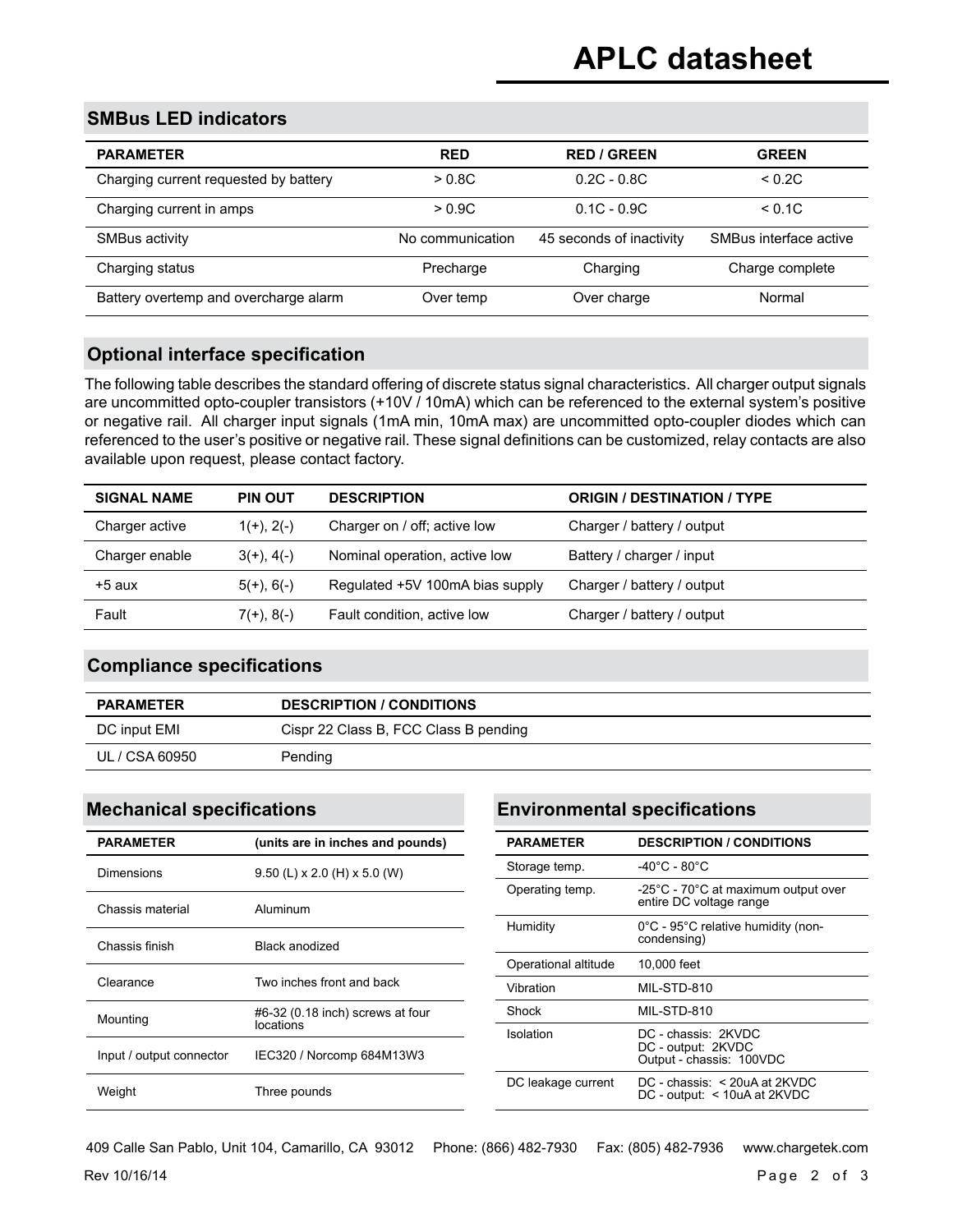## SMBus LED indicators

| PARAMETER | RED | RED / GREEN | GREEN |
|---|---|---|---|
| Charging current requested by battery | > 0.8C | 0.2C - 0.8C | < 0.2C |
| Charging current in amps | > 0.9C | 0.1C - 0.9C | < 0.1C |
| SMBus activity | No communication | 45 seconds of inactivity | SMBus interface active |
| Charging status | Precharge | Charging | Charge complete |
| Battery overtemp and overcharge alarm | Over temp | Over charge | Normal |

## Optional interface specification

The following table describes the standard offering of discrete status signal characteristics. All charger output signals are uncommitted opto-coupler transistors (+10V / 10mA) which can be referenced to the external system's positive or negative rail. All charger input signals (1mA min, 10mA max) are uncommitted opto-coupler diodes which can referenced to the user's positive or negative rail. These signal definitions can be customized, relay contacts are also available upon request, please contact factory.

| SIGNAL NAME | PIN OUT | DESCRIPTION | ORIGIN / DESTINATION / TYPE |
|---|---|---|---|
| Charger active | 1(+), 2(-) | Charger on / off; active low | Charger / battery / output |
| Charger enable | 3(+), 4(-) | Nominal operation, active low | Battery / charger / input |
| +5 aux | 5(+), 6(-) | Regulated +5V 100mA bias supply | Charger / battery / output |
| Fault | 7(+), 8(-) | Fault condition, active low | Charger / battery / output |

## Compliance specifications

| PARAMETER | DESCRIPTION / CONDITIONS |
|---|---|
| DC input EMI | Cispr 22 Class B, FCC Class B pending |
| UL / CSA 60950 | Pending |

## Mechanical specifications

| PARAMETER | (units are in inches and pounds) |
|---|---|
| Dimensions | 9.50 (L) x 2.0 (H) x 5.0 (W) |
| Chassis material | Aluminum |
| Chassis finish | Black anodized |
| Clearance | Two inches front and back |
| Mounting | #6-32 (0.18 inch) screws at four locations |
| Input / output connector | IEC320 / Norcomp 684M13W3 |
| Weight | Three pounds |

## Environmental specifications

| PARAMETER | DESCRIPTION / CONDITIONS |
|---|---|
| Storage temp. | -40°C - 80°C |
| Operating temp. | -25°C - 70°C at maximum output over entire DC voltage range |
| Humidity | 0°C - 95°C relative humidity (non-condensing) |
| Operational altitude | 10,000 feet |
| Vibration | MIL-STD-810 |
| Shock | MIL-STD-810 |
| Isolation | DC - chassis: 2KVDC<br>DC - output: 2KVDC<br>Output - chassis: 100VDC |
| DC leakage current | DC - chassis: < 20uA at 2KVDC<br>DC - output: < 10uA at 2KVDC |

409 Calle San Pablo, Unit 104, Camarillo, CA 93012 Phone: (866) 482-7930 Fax: (805) 482-7936 www.chargetek.com

Rev 10/16/14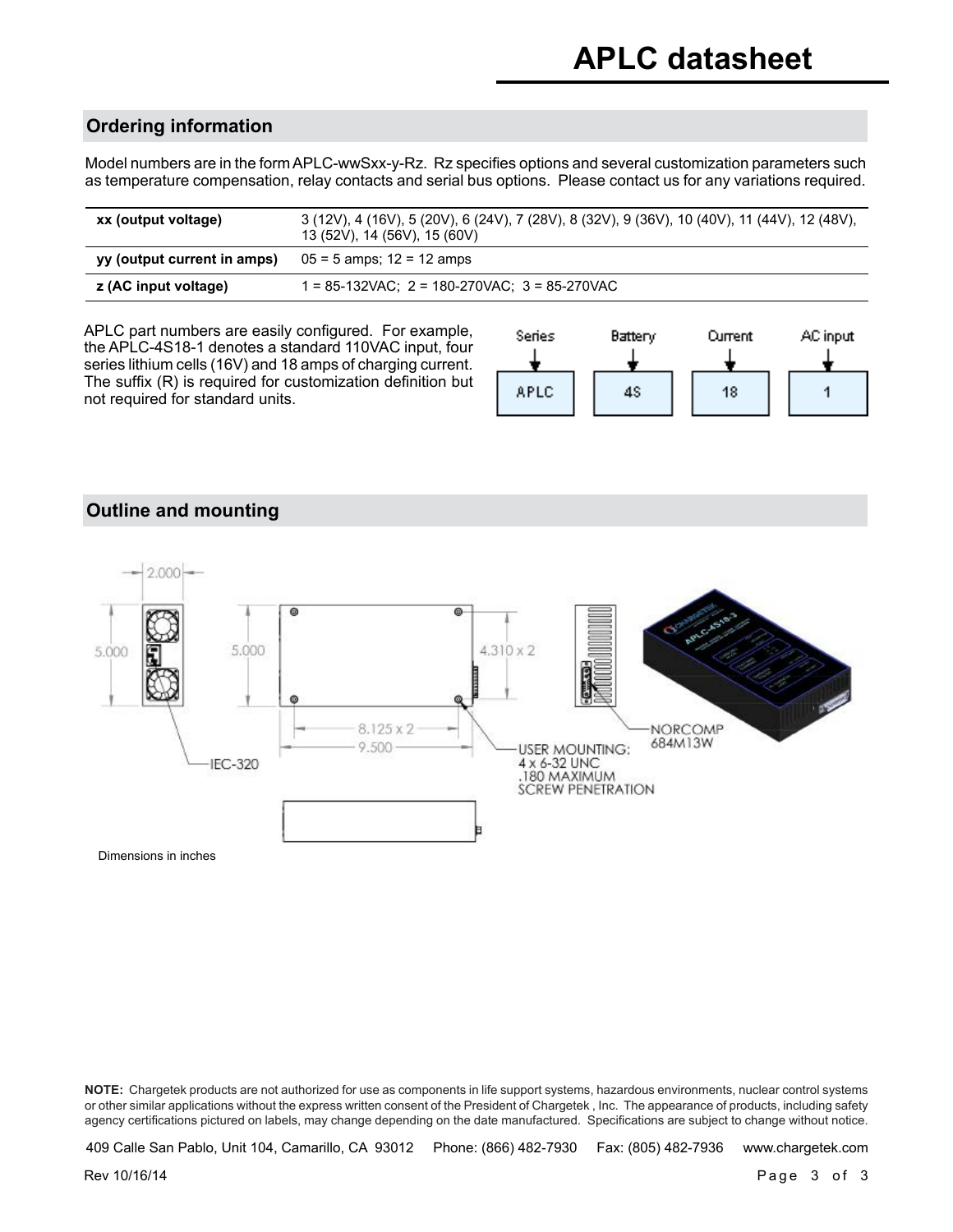## Ordering information

Model numbers are in the form APLC-wwSxx-y-Rz. Rz specifies options and several customization parameters such as temperature compensation, relay contacts and serial bus options. Please contact us for any variations required.

| | |
|---|---|
| **xx (output voltage)** | 3 (12V), 4 (16V), 5 (20V), 6 (24V), 7 (28V), 8 (32V), 9 (36V), 10 (40V), 11 (44V), 12 (48V), 13 (52V), 14 (56V), 15 (60V) |
| **yy (output current in amps)** | 05 = 5 amps; 12 = 12 amps |
| **z (AC input voltage)** | 1 = 85-132VAC; 2 = 180-270VAC; 3 = 85-270VAC |

APLC part numbers are easily configured. For example, the APLC-4S18-1 denotes a standard 110VAC input, four series lithium cells (16V) and 18 amps of charging current. The suffix (R) is required for customization definition but not required for standard units.

Series → APLC
Battery → 4S
Current → 18
AC input → 1

## Outline and mounting

2.000
5.000
5.000
4.310 x 2
8.125 x 2
9.500
IEC-320
USER MOUNTING: 4 x 6-32 UNC .180 MAXIMUM SCREW PENETRATION
NORCOMP 684M13W

Dimensions in inches

**NOTE:** Chargetek products are not authorized for use as components in life support systems, hazardous environments, nuclear control systems or other similar applications without the express written consent of the President of Chargetek , Inc. The appearance of products, including safety agency certifications pictured on labels, may change depending on the date manufactured. Specifications are subject to change without notice.

409 Calle San Pablo, Unit 104, Camarillo, CA 93012 Phone: (866) 482-7930 Fax: (805) 482-7936 www.chargetek.com

Rev 10/16/14